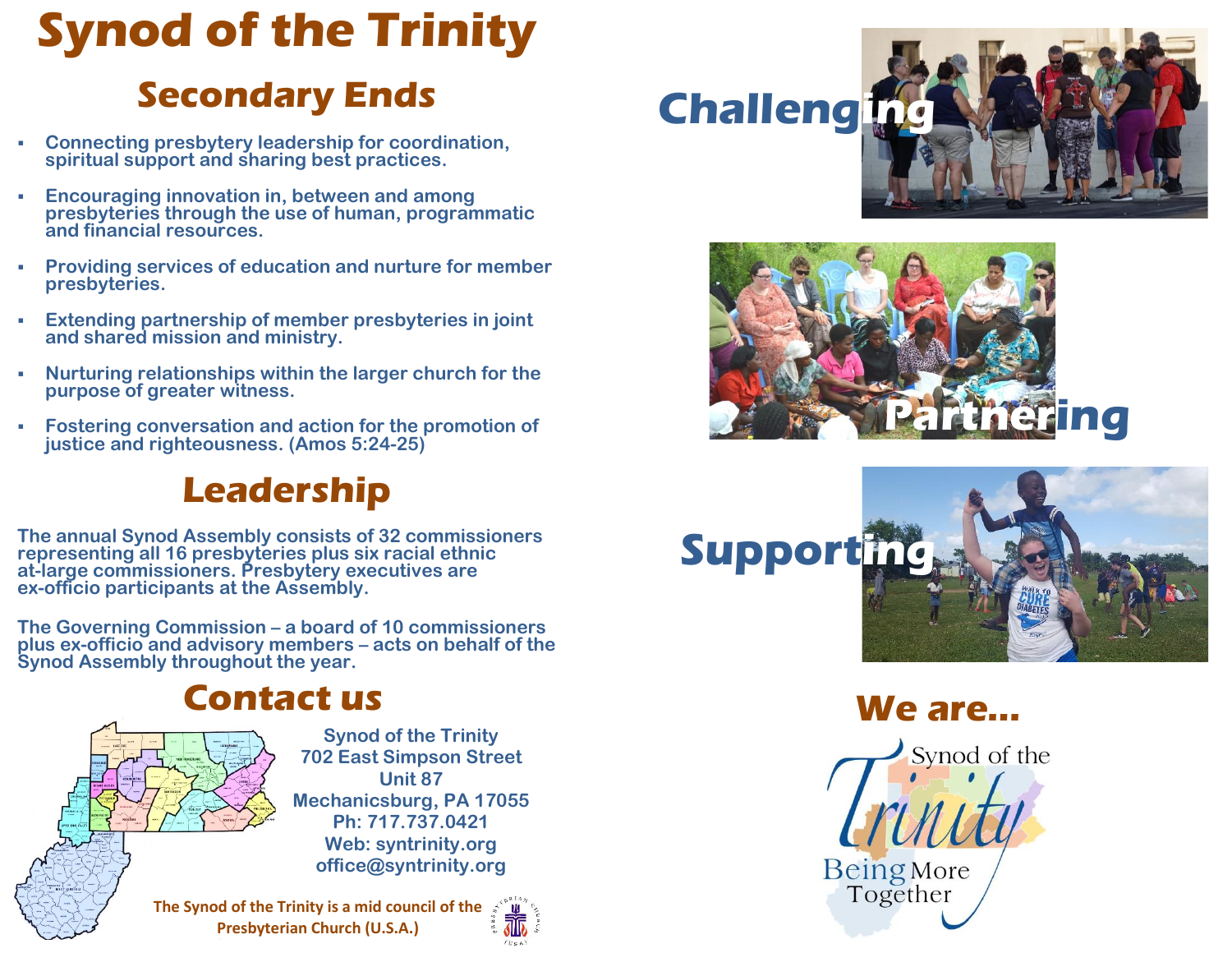# Synod of the Trinity

## Secondary Ends

- Connecting presbytery leadership for coordination, spiritual support and sharing best practices.
- Encouraging innovation in, between and among presbyteries through the use of human, programmatic and financial resources.
- Providing services of education and nurture for member presbyteries.
- Extending partnership of member presbyteries in joint and shared mission and ministry.
- Nurturing relationships within the larger church for the purpose of greater witness.
- Fostering conversation and action for the promotion of justice and righteousness. (Amos 5:24-25)

## Leadership

The annual Synod Assembly consists of 32 commissioners representing all 16 presbyteries plus six racial ethnic at-large commissioners. Presbytery executives are ex-officio participants at the Assembly.

The Governing Commission – a board of 10 commissioners plus ex-officio and advisory members – acts on behalf of the Synod Assembly throughout the year.

## Contact us

Synod of the Trinity
702 East Simpson Street
Unit 87
Mechanicsburg, PA 17055
Ph: 717.737.0421
Web: syntrinity.org
office@syntrinity.org

**The Synod of the Trinity is a mid council of the Presbyterian Church (U.S.A.)**

**Challenging**

**Partnering**

**Supporting**

## We are...

Synod of the Trinity

Being More Together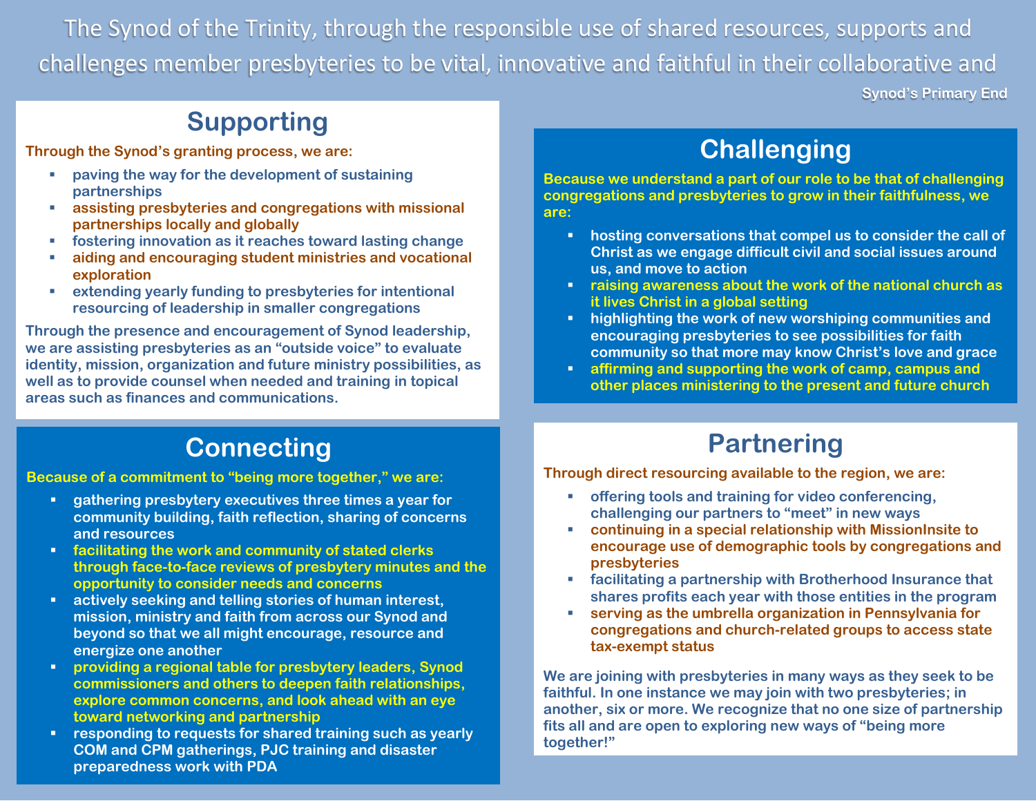The Synod of the Trinity, through the responsible use of shared resources, supports and challenges member presbyteries to be vital, innovative and faithful in their collaborative and

**Synod's Primary End**

## Supporting

**Through the Synod's granting process, we are:**

- paving the way for the development of sustaining partnerships
- assisting presbyteries and congregations with missional partnerships locally and globally
- fostering innovation as it reaches toward lasting change
- aiding and encouraging student ministries and vocational exploration
- extending yearly funding to presbyteries for intentional resourcing of leadership in smaller congregations

Through the presence and encouragement of Synod leadership, we are assisting presbyteries as an "outside voice" to evaluate identity, mission, organization and future ministry possibilities, as well as to provide counsel when needed and training in topical areas such as finances and communications.

## Connecting

**Because of a commitment to "being more together," we are:**

- gathering presbytery executives three times a year for community building, faith reflection, sharing of concerns and resources
- facilitating the work and community of stated clerks through face-to-face reviews of presbytery minutes and the opportunity to consider needs and concerns
- actively seeking and telling stories of human interest, mission, ministry and faith from across our Synod and beyond so that we all might encourage, resource and energize one another
- providing a regional table for presbytery leaders, Synod commissioners and others to deepen faith relationships, explore common concerns, and look ahead with an eye toward networking and partnership
- responding to requests for shared training such as yearly COM and CPM gatherings, PJC training and disaster preparedness work with PDA

## Challenging

**Because we understand a part of our role to be that of challenging congregations and presbyteries to grow in their faithfulness, we are:**

- hosting conversations that compel us to consider the call of Christ as we engage difficult civil and social issues around us, and move to action
- raising awareness about the work of the national church as it lives Christ in a global setting
- highlighting the work of new worshiping communities and encouraging presbyteries to see possibilities for faith community so that more may know Christ's love and grace
- affirming and supporting the work of camp, campus and other places ministering to the present and future church

## Partnering

**Through direct resourcing available to the region, we are:**

- offering tools and training for video conferencing, challenging our partners to "meet" in new ways
- continuing in a special relationship with MissionInsite to encourage use of demographic tools by congregations and presbyteries
- facilitating a partnership with Brotherhood Insurance that shares profits each year with those entities in the program
- serving as the umbrella organization in Pennsylvania for congregations and church-related groups to access state tax-exempt status

We are joining with presbyteries in many ways as they seek to be faithful. In one instance we may join with two presbyteries; in another, six or more. We recognize that no one size of partnership fits all and are open to exploring new ways of "being more together!"